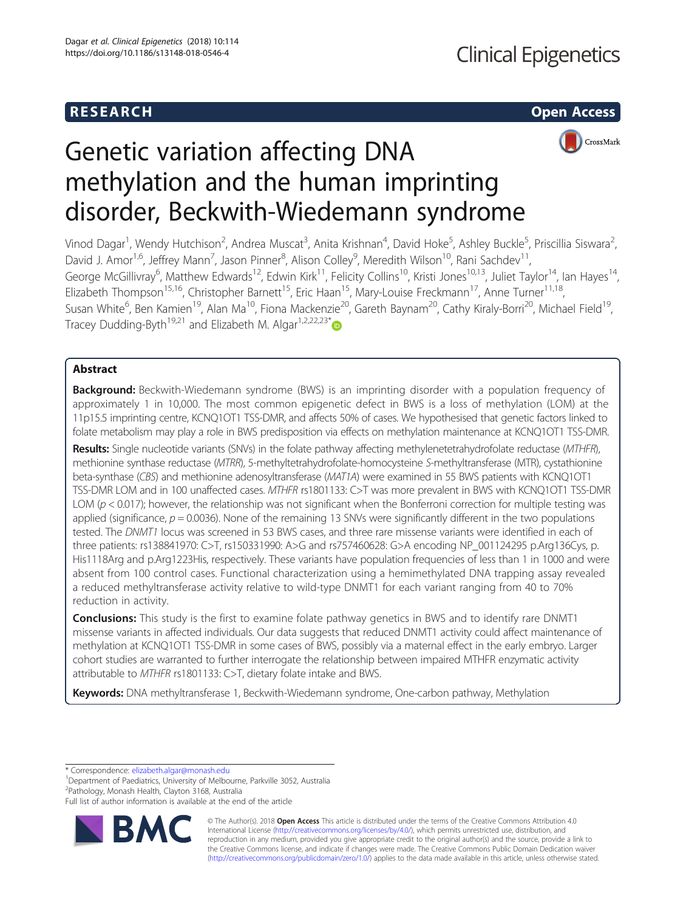RESEARCH | Open Access

# Genetic variation affecting DNA methylation and the human imprinting disorder, Beckwith-Wiedemann syndrome

Vinod Dagar[1], Wendy Hutchison[2], Andrea Muscat[3], Anita Krishnan[4], David Hoke[5], Ashley Buckle[5], Priscillia Siswara[2], David J. Amor[1,6], Jeffrey Mann[7], Jason Pinner[8], Alison Colley[9], Meredith Wilson[10], Rani Sachdev[11], George McGillivray[6], Matthew Edwards[12], Edwin Kirk[11], Felicity Collins[10], Kristi Jones[10,13], Juliet Taylor[14], Ian Hayes[14], Elizabeth Thompson[15,16], Christopher Barnett[15], Eric Haan[15], Mary-Louise Freckmann[17], Anne Turner[11,18], Susan White[6], Ben Kamien[19], Alan Ma[10], Fiona Mackenzie[20], Gareth Baynam[20], Cathy Kiraly-Borri[20], Michael Field[19], Tracey Dudding-Byth[19,21] and Elizabeth M. Algar[1,2,22,23*]

## Abstract

**Background:** Beckwith-Wiedemann syndrome (BWS) is an imprinting disorder with a population frequency of approximately 1 in 10,000. The most common epigenetic defect in BWS is a loss of methylation (LOM) at the 11p15.5 imprinting centre, KCNQ1OT1 TSS-DMR, and affects 50% of cases. We hypothesised that genetic factors linked to folate metabolism may play a role in BWS predisposition via effects on methylation maintenance at KCNQ1OT1 TSS-DMR.

**Results:** Single nucleotide variants (SNVs) in the folate pathway affecting methylenetetrahydrofolate reductase (*MTHFR*), methionine synthase reductase (*MTRR*), 5-methyltetrahydrofolate-homocysteine *S*-methyltransferase (MTR), cystathionine beta-synthase (*CBS*) and methionine adenosyltransferase (*MAT1A*) were examined in 55 BWS patients with KCNQ1OT1 TSS-DMR LOM and in 100 unaffected cases. *MTHFR* rs1801133: C>T was more prevalent in BWS with KCNQ1OT1 TSS-DMR LOM ($p < 0.017$); however, the relationship was not significant when the Bonferroni correction for multiple testing was applied (significance, $p = 0.0036$). None of the remaining 13 SNVs were significantly different in the two populations tested. The *DNMT1* locus was screened in 53 BWS cases, and three rare missense variants were identified in each of three patients: rs138841970: C>T, rs150331990: A>G and rs757460628: G>A encoding NP_001124295 p.Arg136Cys, p. His1118Arg and p.Arg1223His, respectively. These variants have population frequencies of less than 1 in 1000 and were absent from 100 control cases. Functional characterization using a hemimethylated DNA trapping assay revealed a reduced methyltransferase activity relative to wild-type DNMT1 for each variant ranging from 40 to 70% reduction in activity.

**Conclusions:** This study is the first to examine folate pathway genetics in BWS and to identify rare DNMT1 missense variants in affected individuals. Our data suggests that reduced DNMT1 activity could affect maintenance of methylation at KCNQ1OT1 TSS-DMR in some cases of BWS, possibly via a maternal effect in the early embryo. Larger cohort studies are warranted to further interrogate the relationship between impaired MTHFR enzymatic activity attributable to *MTHFR* rs1801133: C>T, dietary folate intake and BWS.

**Keywords:** DNA methyltransferase 1, Beckwith-Wiedemann syndrome, One-carbon pathway, Methylation

\* Correspondence: elizabeth.algar@monash.edu
[1]Department of Paediatrics, University of Melbourne, Parkville 3052, Australia
[2]Pathology, Monash Health, Clayton 3168, Australia
Full list of author information is available at the end of the article

© The Author(s). 2018 **Open Access** This article is distributed under the terms of the Creative Commons Attribution 4.0 International License (http://creativecommons.org/licenses/by/4.0/), which permits unrestricted use, distribution, and reproduction in any medium, provided you give appropriate credit to the original author(s) and the source, provide a link to the Creative Commons license, and indicate if changes were made. The Creative Commons Public Domain Dedication waiver (http://creativecommons.org/publicdomain/zero/1.0/) applies to the data made available in this article, unless otherwise stated.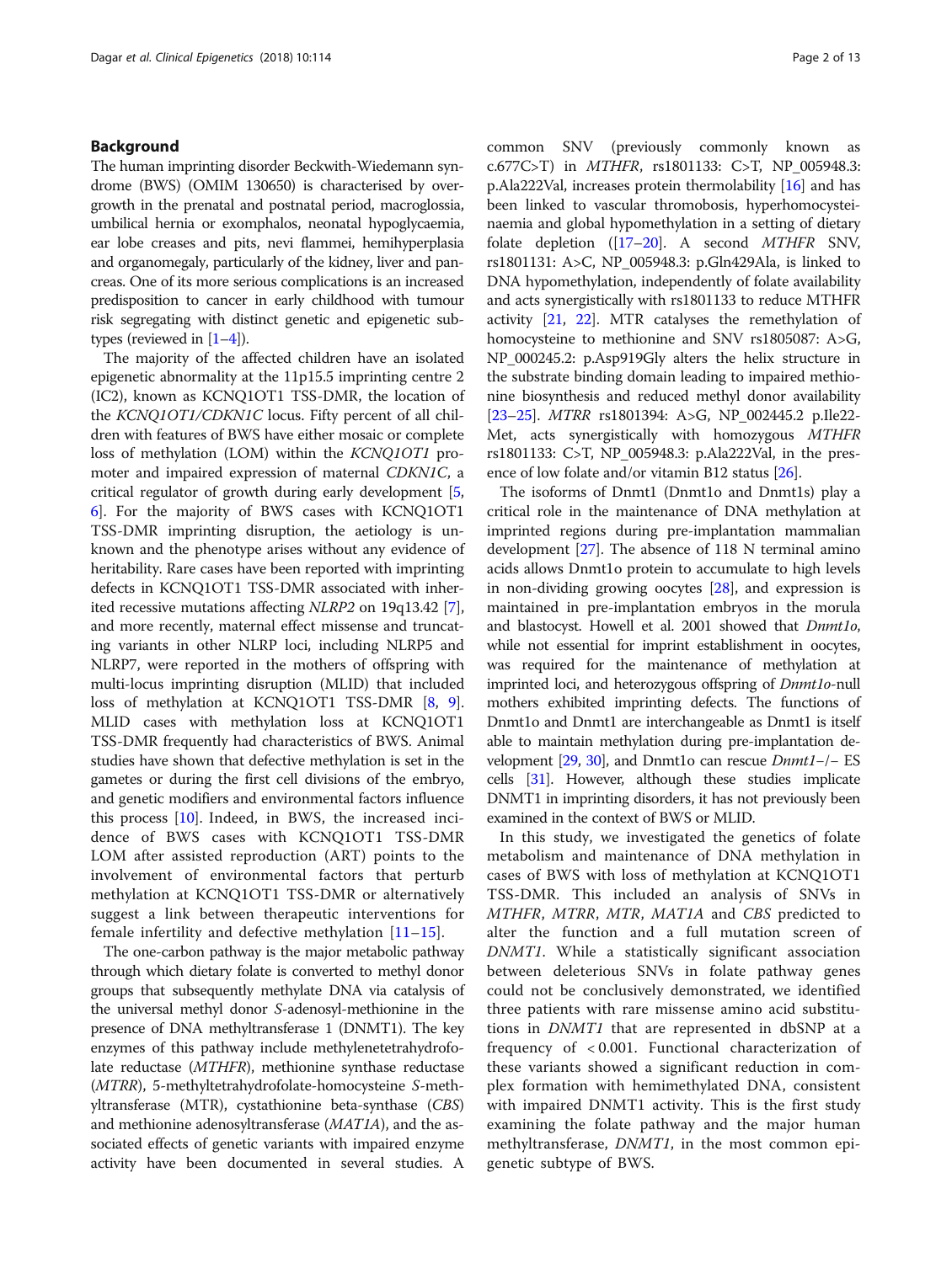## Background

The human imprinting disorder Beckwith-Wiedemann syndrome (BWS) (OMIM 130650) is characterised by overgrowth in the prenatal and postnatal period, macroglossia, umbilical hernia or exomphalos, neonatal hypoglycaemia, ear lobe creases and pits, nevi flammei, hemihyperplasia and organomegaly, particularly of the kidney, liver and pancreas. One of its more serious complications is an increased predisposition to cancer in early childhood with tumour risk segregating with distinct genetic and epigenetic subtypes (reviewed in [1–4]).

The majority of the affected children have an isolated epigenetic abnormality at the 11p15.5 imprinting centre 2 (IC2), known as KCNQ1OT1 TSS-DMR, the location of the *KCNQ1OT1/CDKN1C* locus. Fifty percent of all children with features of BWS have either mosaic or complete loss of methylation (LOM) within the *KCNQ1OT1* promoter and impaired expression of maternal *CDKN1C*, a critical regulator of growth during early development [5, 6]. For the majority of BWS cases with KCNQ1OT1 TSS-DMR imprinting disruption, the aetiology is unknown and the phenotype arises without any evidence of heritability. Rare cases have been reported with imprinting defects in KCNQ1OT1 TSS-DMR associated with inherited recessive mutations affecting *NLRP2* on 19q13.42 [7], and more recently, maternal effect missense and truncating variants in other NLRP loci, including NLRP5 and NLRP7, were reported in the mothers of offspring with multi-locus imprinting disruption (MLID) that included loss of methylation at KCNQ1OT1 TSS-DMR [8, 9]. MLID cases with methylation loss at KCNQ1OT1 TSS-DMR frequently had characteristics of BWS. Animal studies have shown that defective methylation is set in the gametes or during the first cell divisions of the embryo, and genetic modifiers and environmental factors influence this process [10]. Indeed, in BWS, the increased incidence of BWS cases with KCNQ1OT1 TSS-DMR LOM after assisted reproduction (ART) points to the involvement of environmental factors that perturb methylation at KCNQ1OT1 TSS-DMR or alternatively suggest a link between therapeutic interventions for female infertility and defective methylation [11–15].

The one-carbon pathway is the major metabolic pathway through which dietary folate is converted to methyl donor groups that subsequently methylate DNA via catalysis of the universal methyl donor *S*-adenosyl-methionine in the presence of DNA methyltransferase 1 (DNMT1). The key enzymes of this pathway include methylenetetrahydrofolate reductase (*MTHFR*), methionine synthase reductase (*MTRR*), 5-methyltetrahydrofolate-homocysteine *S*-methyltransferase (MTR), cystathionine beta-synthase (*CBS*) and methionine adenosyltransferase (*MAT1A*), and the associated effects of genetic variants with impaired enzyme activity have been documented in several studies. A common SNV (previously commonly known as c.677C>T) in *MTHFR*, rs1801133: C>T, NP_005948.3: p.Ala222Val, increases protein thermolability [16] and has been linked to vascular thrombosis, hyperhomocysteinaemia and global hypomethylation in a setting of dietary folate depletion ([17–20]. A second *MTHFR* SNV, rs1801131: A>C, NP_005948.3: p.Gln429Ala, is linked to DNA hypomethylation, independently of folate availability and acts synergistically with rs1801133 to reduce MTHFR activity [21, 22]. MTR catalyses the remethylation of homocysteine to methionine and SNV rs1805087: A>G, NP_000245.2: p.Asp919Gly alters the helix structure in the substrate binding domain leading to impaired methionine biosynthesis and reduced methyl donor availability [23–25]. *MTRR* rs1801394: A>G, NP_002445.2 p.Ile22-Met, acts synergistically with homozygous *MTHFR* rs1801133: C>T, NP_005948.3: p.Ala222Val, in the presence of low folate and/or vitamin B12 status [26].

The isoforms of Dnmt1 (Dnmt1o and Dnmt1s) play a critical role in the maintenance of DNA methylation at imprinted regions during pre-implantation mammalian development [27]. The absence of 118 N terminal amino acids allows Dnmt1o protein to accumulate to high levels in non-dividing growing oocytes [28], and expression is maintained in pre-implantation embryos in the morula and blastocyst. Howell et al. 2001 showed that *Dnmt1o*, while not essential for imprint establishment in oocytes, was required for the maintenance of methylation at imprinted loci, and heterozygous offspring of *Dnmt1o*-null mothers exhibited imprinting defects. The functions of Dnmt1o and Dnmt1 are interchangeable as Dnmt1 is itself able to maintain methylation during pre-implantation development [29, 30], and Dnmt1o can rescue *Dnmt1*−/− ES cells [31]. However, although these studies implicate DNMT1 in imprinting disorders, it has not previously been examined in the context of BWS or MLID.

In this study, we investigated the genetics of folate metabolism and maintenance of DNA methylation in cases of BWS with loss of methylation at KCNQ1OT1 TSS-DMR. This included an analysis of SNVs in *MTHFR*, *MTRR*, *MTR*, *MAT1A* and *CBS* predicted to alter the function and a full mutation screen of *DNMT1*. While a statistically significant association between deleterious SNVs in folate pathway genes could not be conclusively demonstrated, we identified three patients with rare missense amino acid substitutions in *DNMT1* that are represented in dbSNP at a frequency of < 0.001. Functional characterization of these variants showed a significant reduction in complex formation with hemimethylated DNA, consistent with impaired DNMT1 activity. This is the first study examining the folate pathway and the major human methyltransferase, *DNMT1*, in the most common epigenetic subtype of BWS.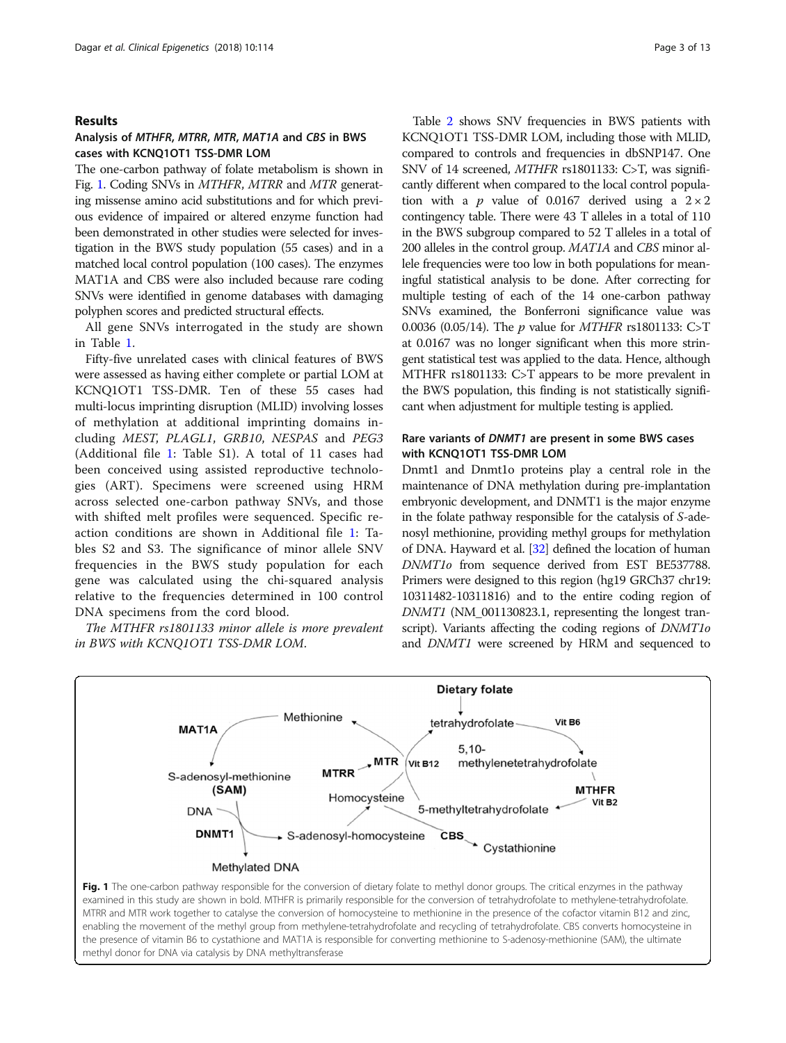## Results

### Analysis of *MTHFR*, *MTRR*, *MTR*, *MAT1A* and *CBS* in BWS cases with KCNQ1OT1 TSS-DMR LOM

The one-carbon pathway of folate metabolism is shown in Fig. 1. Coding SNVs in *MTHFR*, *MTRR* and *MTR* generating missense amino acid substitutions and for which previous evidence of impaired or altered enzyme function had been demonstrated in other studies were selected for investigation in the BWS study population (55 cases) and in a matched local control population (100 cases). The enzymes MAT1A and CBS were also included because rare coding SNVs were identified in genome databases with damaging polyphen scores and predicted structural effects.

All gene SNVs interrogated in the study are shown in Table 1.

Fifty-five unrelated cases with clinical features of BWS were assessed as having either complete or partial LOM at KCNQ1OT1 TSS-DMR. Ten of these 55 cases had multi-locus imprinting disruption (MLID) involving losses of methylation at additional imprinting domains including *MEST*, *PLAGL1*, *GRB10*, *NESPAS* and *PEG3* (Additional file 1: Table S1). A total of 11 cases had been conceived using assisted reproductive technologies (ART). Specimens were screened using HRM across selected one-carbon pathway SNVs, and those with shifted melt profiles were sequenced. Specific reaction conditions are shown in Additional file 1: Tables S2 and S3. The significance of minor allele SNV frequencies in the BWS study population for each gene was calculated using the chi-squared analysis relative to the frequencies determined in 100 control DNA specimens from the cord blood.

*The MTHFR rs1801133 minor allele is more prevalent in BWS with KCNQ1OT1 TSS-DMR LOM.*

Table 2 shows SNV frequencies in BWS patients with KCNQ1OT1 TSS-DMR LOM, including those with MLID, compared to controls and frequencies in dbSNP147. One SNV of 14 screened, *MTHFR* rs1801133: C>T, was significantly different when compared to the local control population with a $p$ value of 0.0167 derived using a $2 \times 2$ contingency table. There were 43 T alleles in a total of 110 in the BWS subgroup compared to 52 T alleles in a total of 200 alleles in the control group. *MAT1A* and *CBS* minor allele frequencies were too low in both populations for meaningful statistical analysis to be done. After correcting for multiple testing of each of the 14 one-carbon pathway SNVs examined, the Bonferroni significance value was 0.0036 (0.05/14). The $p$ value for *MTHFR* rs1801133: C>T at 0.0167 was no longer significant when this more stringent statistical test was applied to the data. Hence, although MTHFR rs1801133: C>T appears to be more prevalent in the BWS population, this finding is not statistically significant when adjustment for multiple testing is applied.

### Rare variants of *DNMT1* are present in some BWS cases with KCNQ1OT1 TSS-DMR LOM

Dnmt1 and Dnmt1o proteins play a central role in the maintenance of DNA methylation during pre-implantation embryonic development, and DNMT1 is the major enzyme in the folate pathway responsible for the catalysis of *S*-adenosyl methionine, providing methyl groups for methylation of DNA. Hayward et al. [32] defined the location of human *DNMT1o* from sequence derived from EST BE537788. Primers were designed to this region (hg19 GRCh37 chr19: 10311482-10311816) and to the entire coding region of *DNMT1* (NM_001130823.1, representing the longest transcript). Variants affecting the coding regions of *DNMT1o* and *DNMT1* were screened by HRM and sequenced to

**Fig. 1** The one-carbon pathway responsible for the conversion of dietary folate to methyl donor groups. The critical enzymes in the pathway examined in this study are shown in bold. MTHFR is primarily responsible for the conversion of tetrahydrofolate to methylene-tetrahydrofolate. MTRR and MTR work together to catalyse the conversion of homocysteine to methionine in the presence of the cofactor vitamin B12 and zinc, enabling the movement of the methyl group from methylene-tetrahydrofolate and recycling of tetrahydrofolate. CBS converts homocysteine in the presence of vitamin B6 to cystathione and MAT1A is responsible for converting methionine to S-adenosy-methionine (SAM), the ultimate methyl donor for DNA via catalysis by DNA methyltransferase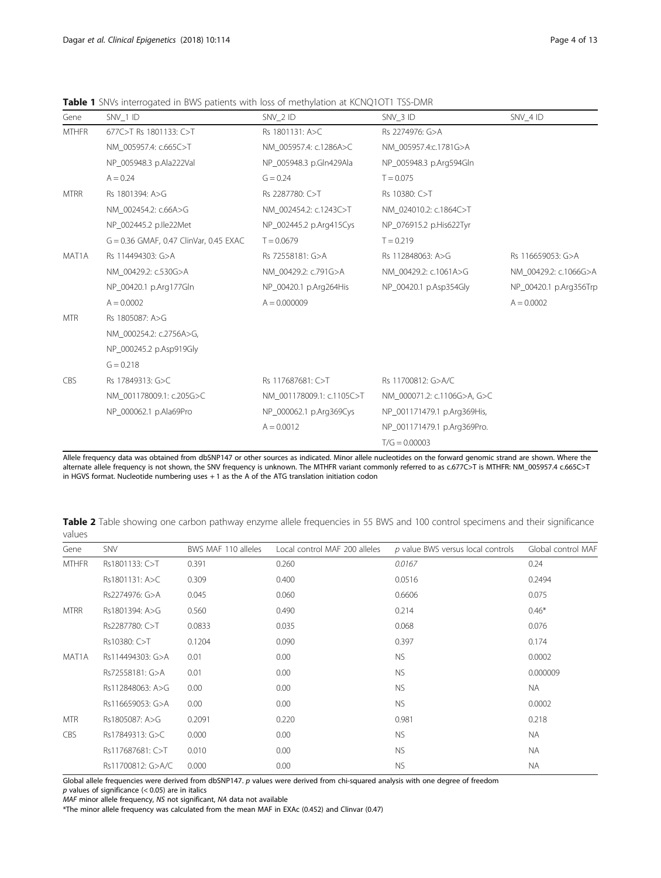**Table 1** SNVs interrogated in BWS patients with loss of methylation at KCNQ1OT1 TSS-DMR

| Gene | SNV_1 ID | SNV_2 ID | SNV_3 ID | SNV_4 ID |
|---|---|---|---|---|
| MTHFR | 677C>T Rs 1801133: C>T | Rs 1801131: A>C | Rs 2274976: G>A | |
| | NM_005957.4: c.665C>T | NM_005957.4: c.1286A>C | NM_005957.4:c.1781G>A | |
| | NP_005948.3 p.Ala222Val | NP_005948.3 p.Gln429Ala | NP_005948.3 p.Arg594Gln | |
| | A = 0.24 | G = 0.24 | T = 0.075 | |
| MTRR | Rs 1801394: A>G | Rs 2287780: C>T | Rs 10380: C>T | |
| | NM_002454.2: c.66A>G | NM_002454.2: c.1243C>T | NM_024010.2: c.1864C>T | |
| | NP_002445.2 p.Ile22Met | NP_002445.2 p.Arg415Cys | NP_076915.2 p.His622Tyr | |
| | G = 0.36 GMAF, 0.47 ClinVar, 0.45 EXAC | T = 0.0679 | T = 0.219 | |
| MAT1A | Rs 114494303: G>A | Rs 72558181: G>A | Rs 112848063: A>G | Rs 116659053: G>A |
| | NM_00429.2: c.530G>A | NM_00429.2: c.791G>A | NM_00429.2: c.1061A>G | NM_00429.2: c.1066G>A |
| | NP_00420.1 p.Arg177Gln | NP_00420.1 p.Arg264His | NP_00420.1 p.Asp354Gly | NP_00420.1 p.Arg356Trp |
| | A = 0.0002 | A = 0.000009 | | A = 0.0002 |
| MTR | Rs 1805087: A>G | | | |
| | NM_000254.2: c.2756A>G, | | | |
| | NP_000245.2 p.Asp919Gly | | | |
| | G = 0.218 | | | |
| CBS | Rs 17849313: G>C | Rs 117687681: C>T | Rs 11700812: G>A/C | |
| | NM_001178009.1: c.205G>C | NM_001178009.1: c.1105C>T | NM_000071.2: c.1106G>A, G>C | |
| | NP_000062.1 p.Ala69Pro | NP_000062.1 p.Arg369Cys | NP_001171479.1 p.Arg369His, | |
| | | A = 0.0012 | NP_001171479.1 p.Arg369Pro. | |
| | | | T/G = 0.00003 | |

Allele frequency data was obtained from dbSNP147 or other sources as indicated. Minor allele nucleotides on the forward genomic strand are shown. Where the alternate allele frequency is not shown, the SNV frequency is unknown. The MTHFR variant commonly referred to as c.677C>T is MTHFR: NM_005957.4 c.665C>T in HGVS format. Nucleotide numbering uses + 1 as the A of the ATG translation initiation codon

**Table 2** Table showing one carbon pathway enzyme allele frequencies in 55 BWS and 100 control specimens and their significance values

| Gene | SNV | BWS MAF 110 alleles | Local control MAF 200 alleles | *p* value BWS versus local controls | Global control MAF |
|---|---|---|---|---|---|
| MTHFR | Rs1801133: C>T | 0.391 | 0.260 | *0.0167* | 0.24 |
| | Rs1801131: A>C | 0.309 | 0.400 | 0.0516 | 0.2494 |
| | Rs2274976: G>A | 0.045 | 0.060 | 0.6606 | 0.075 |
| MTRR | Rs1801394: A>G | 0.560 | 0.490 | 0.214 | 0.46* |
| | Rs2287780: C>T | 0.0833 | 0.035 | 0.068 | 0.076 |
| | Rs10380: C>T | 0.1204 | 0.090 | 0.397 | 0.174 |
| MAT1A | Rs114494303: G>A | 0.01 | 0.00 | NS | 0.0002 |
| | Rs72558181: G>A | 0.01 | 0.00 | NS | 0.000009 |
| | Rs112848063: A>G | 0.00 | 0.00 | NS | NA |
| | Rs116659053: G>A | 0.00 | 0.00 | NS | 0.0002 |
| MTR | Rs1805087: A>G | 0.2091 | 0.220 | 0.981 | 0.218 |
| CBS | Rs17849313: G>C | 0.000 | 0.00 | NS | NA |
| | Rs117687681: C>T | 0.010 | 0.00 | NS | NA |
| | Rs11700812: G>A/C | 0.000 | 0.00 | NS | NA |

Global allele frequencies were derived from dbSNP147. *p* values were derived from chi-squared analysis with one degree of freedom

*p* values of significance (< 0.05) are in italics

*MAF* minor allele frequency, *NS* not significant, *NA* data not available

*The minor allele frequency was calculated from the mean MAF in EXAc (0.452) and Clinvar (0.47)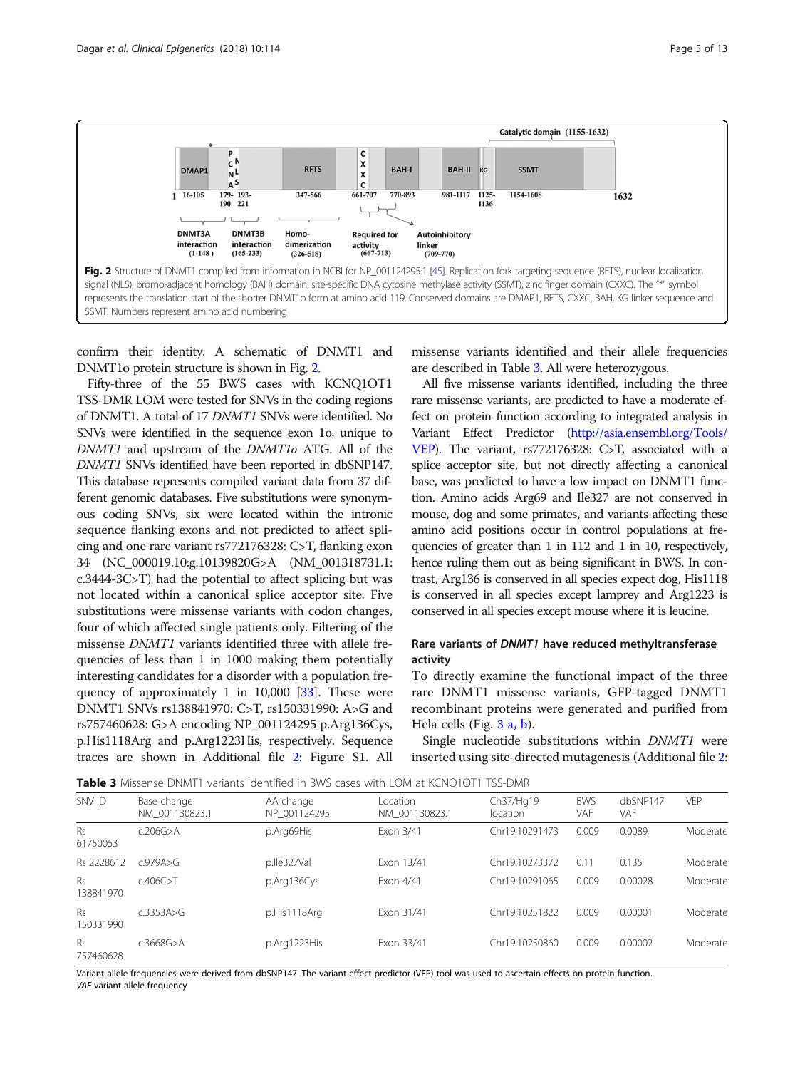Fig. 2 Structure of DNMT1 compiled from information in NCBI for NP_001124295.1 [45]. Replication fork targeting sequence (RFTS), nuclear localization signal (NLS), bromo-adjacent homology (BAH) domain, site-specific DNA cytosine methylase activity (SSMT), zinc finger domain (CXXC). The "*" symbol represents the translation start of the shorter DNMT1o form at amino acid 119. Conserved domains are DMAP1, RFTS, CXXC, BAH, KG linker sequence and SSMT. Numbers represent amino acid numbering

confirm their identity. A schematic of DNMT1 and DNMT1o protein structure is shown in Fig. 2.

Fifty-three of the 55 BWS cases with KCNQ1OT1 TSS-DMR LOM were tested for SNVs in the coding regions of DNMT1. A total of 17 *DNMT1* SNVs were identified. No SNVs were identified in the sequence exon 1o, unique to *DNMT1* and upstream of the *DNMT1o* ATG. All of the *DNMT1* SNVs identified have been reported in dbSNP147. This database represents compiled variant data from 37 different genomic databases. Five substitutions were synonymous coding SNVs, six were located within the intronic sequence flanking exons and not predicted to affect splicing and one rare variant rs772176328: C>T, flanking exon 34 (NC_000019.10:g.10139820G>A (NM_001318731.1: c.3444-3C>T) had the potential to affect splicing but was not located within a canonical splice acceptor site. Five substitutions were missense variants with codon changes, four of which affected single patients only. Filtering of the missense *DNMT1* variants identified three with allele frequencies of less than 1 in 1000 making them potentially interesting candidates for a disorder with a population frequency of approximately 1 in 10,000 [33]. These were DNMT1 SNVs rs138841970: C>T, rs150331990: A>G and rs757460628: G>A encoding NP_001124295 p.Arg136Cys, p.His1118Arg and p.Arg1223His, respectively. Sequence traces are shown in Additional file 2: Figure S1. All missense variants identified and their allele frequencies are described in Table 3. All were heterozygous.

All five missense variants identified, including the three rare missense variants, are predicted to have a moderate effect on protein function according to integrated analysis in Variant Effect Predictor (http://asia.ensembl.org/Tools/VEP). The variant, rs772176328: C>T, associated with a splice acceptor site, but not directly affecting a canonical base, was predicted to have a low impact on DNMT1 function. Amino acids Arg69 and Ile327 are not conserved in mouse, dog and some primates, and variants affecting these amino acid positions occur in control populations at frequencies of greater than 1 in 112 and 1 in 10, respectively, hence ruling them out as being significant in BWS. In contrast, Arg136 is conserved in all species expect dog, His1118 is conserved in all species except lamprey and Arg1223 is conserved in all species except mouse where it is leucine.

### Rare variants of *DNMT1* have reduced methyltransferase activity

To directly examine the functional impact of the three rare DNMT1 missense variants, GFP-tagged DNMT1 recombinant proteins were generated and purified from Hela cells (Fig. 3 a, b).

Single nucleotide substitutions within *DNMT1* were inserted using site-directed mutagenesis (Additional file 2:

**Table 3** Missense DNMT1 variants identified in BWS cases with LOM at KCNQ1OT1 TSS-DMR

| SNV ID | Base change NM_001130823.1 | AA change NP_001124295 | Location NM_001130823.1 | Ch37/Hg19 location | BWS VAF | dbSNP147 VAF | VEP |
|---|---|---|---|---|---|---|---|
| Rs 61750053 | c.206G>A | p.Arg69His | Exon 3/41 | Chr19:10291473 | 0.009 | 0.0089 | Moderate |
| Rs 2228612 | c.979A>G | p.Ile327Val | Exon 13/41 | Chr19:10273372 | 0.11 | 0.135 | Moderate |
| Rs 138841970 | c.406C>T | p.Arg136Cys | Exon 4/41 | Chr19:10291065 | 0.009 | 0.00028 | Moderate |
| Rs 150331990 | c.3353A>G | p.His1118Arg | Exon 31/41 | Chr19:10251822 | 0.009 | 0.00001 | Moderate |
| Rs 757460628 | c.3668G>A | p.Arg1223His | Exon 33/41 | Chr19:10250860 | 0.009 | 0.00002 | Moderate |

Variant allele frequencies were derived from dbSNP147. The variant effect predictor (VEP) tool was used to ascertain effects on protein function.
*VAF* variant allele frequency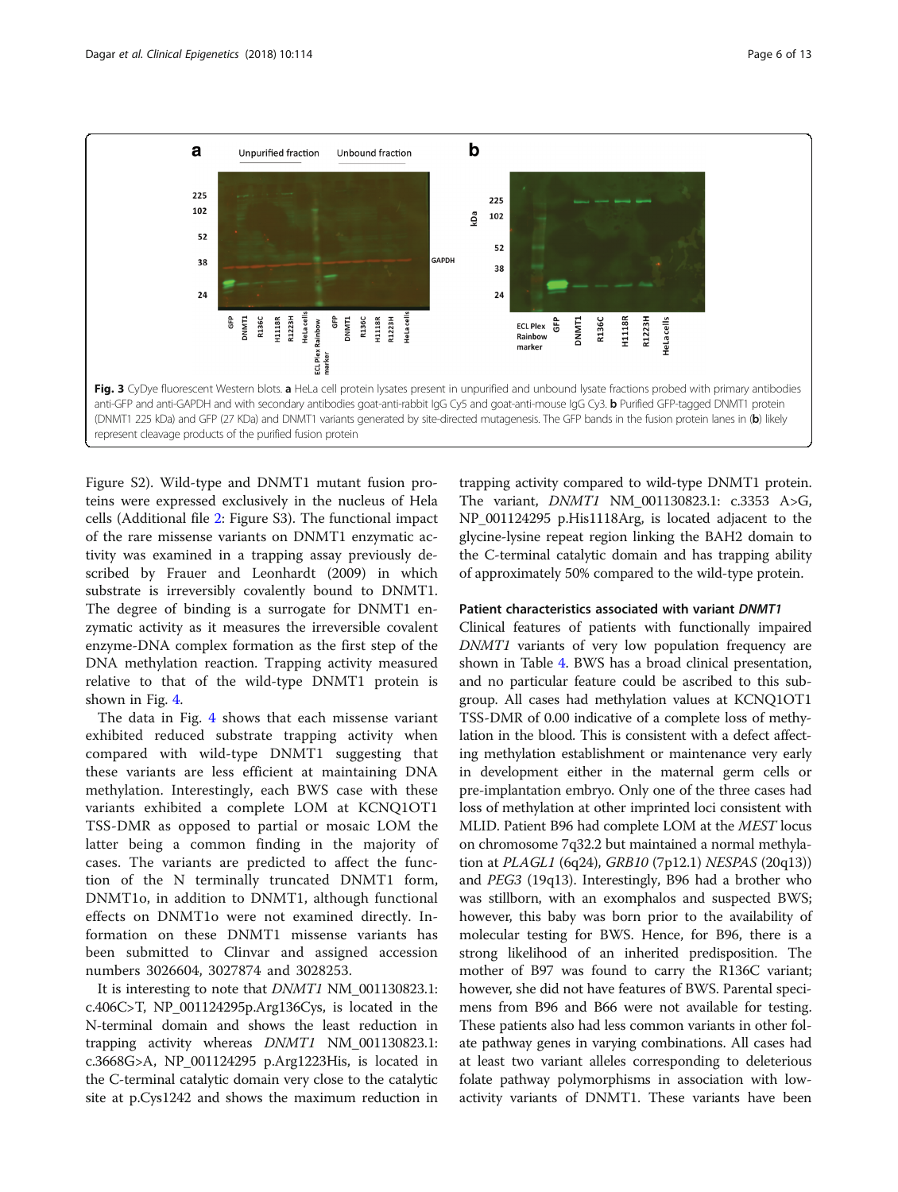Fig. 3 CyDye fluorescent Western blots. **a** HeLa cell protein lysates present in unpurified and unbound lysate fractions probed with primary antibodies anti-GFP and anti-GAPDH and with secondary antibodies goat-anti-rabbit IgG Cy5 and goat-anti-mouse IgG Cy3. **b** Purified GFP-tagged DNMT1 protein (DNMT1 225 kDa) and GFP (27 KDa) and DNMT1 variants generated by site-directed mutagenesis. The GFP bands in the fusion protein lanes in (**b**) likely represent cleavage products of the purified fusion protein

Figure S2). Wild-type and DNMT1 mutant fusion proteins were expressed exclusively in the nucleus of Hela cells (Additional file 2: Figure S3). The functional impact of the rare missense variants on DNMT1 enzymatic activity was examined in a trapping assay previously described by Frauer and Leonhardt (2009) in which substrate is irreversibly covalently bound to DNMT1. The degree of binding is a surrogate for DNMT1 enzymatic activity as it measures the irreversible covalent enzyme-DNA complex formation as the first step of the DNA methylation reaction. Trapping activity measured relative to that of the wild-type DNMT1 protein is shown in Fig. 4.

The data in Fig. 4 shows that each missense variant exhibited reduced substrate trapping activity when compared with wild-type DNMT1 suggesting that these variants are less efficient at maintaining DNA methylation. Interestingly, each BWS case with these variants exhibited a complete LOM at KCNQ1OT1 TSS-DMR as opposed to partial or mosaic LOM the latter being a common finding in the majority of cases. The variants are predicted to affect the function of the N terminally truncated DNMT1 form, DNMT1o, in addition to DNMT1, although functional effects on DNMT1o were not examined directly. Information on these DNMT1 missense variants has been submitted to Clinvar and assigned accession numbers 3026604, 3027874 and 3028253.

It is interesting to note that *DNMT1* NM_001130823.1: c.406C>T, NP_001124295p.Arg136Cys, is located in the N-terminal domain and shows the least reduction in trapping activity whereas *DNMT1* NM_001130823.1: c.3668G>A, NP_001124295 p.Arg1223His, is located in the C-terminal catalytic domain very close to the catalytic site at p.Cys1242 and shows the maximum reduction in trapping activity compared to wild-type DNMT1 protein. The variant, *DNMT1* NM_001130823.1: c.3353 A>G, NP_001124295 p.His1118Arg, is located adjacent to the glycine-lysine repeat region linking the BAH2 domain to the C-terminal catalytic domain and has trapping ability of approximately 50% compared to the wild-type protein.

#### Patient characteristics associated with variant *DNMT1*

Clinical features of patients with functionally impaired *DNMT1* variants of very low population frequency are shown in Table 4. BWS has a broad clinical presentation, and no particular feature could be ascribed to this subgroup. All cases had methylation values at KCNQ1OT1 TSS-DMR of 0.00 indicative of a complete loss of methylation in the blood. This is consistent with a defect affecting methylation establishment or maintenance very early in development either in the maternal germ cells or pre-implantation embryo. Only one of the three cases had loss of methylation at other imprinted loci consistent with MLID. Patient B96 had complete LOM at the *MEST* locus on chromosome 7q32.2 but maintained a normal methylation at *PLAGL1* (6q24), *GRB10* (7p12.1) *NESPAS* (20q13)) and *PEG3* (19q13). Interestingly, B96 had a brother who was stillborn, with an exomphalos and suspected BWS; however, this baby was born prior to the availability of molecular testing for BWS. Hence, for B96, there is a strong likelihood of an inherited predisposition. The mother of B97 was found to carry the R136C variant; however, she did not have features of BWS. Parental specimens from B96 and B66 were not available for testing. These patients also had less common variants in other folate pathway genes in varying combinations. All cases had at least two variant alleles corresponding to deleterious folate pathway polymorphisms in association with low-activity variants of DNMT1. These variants have been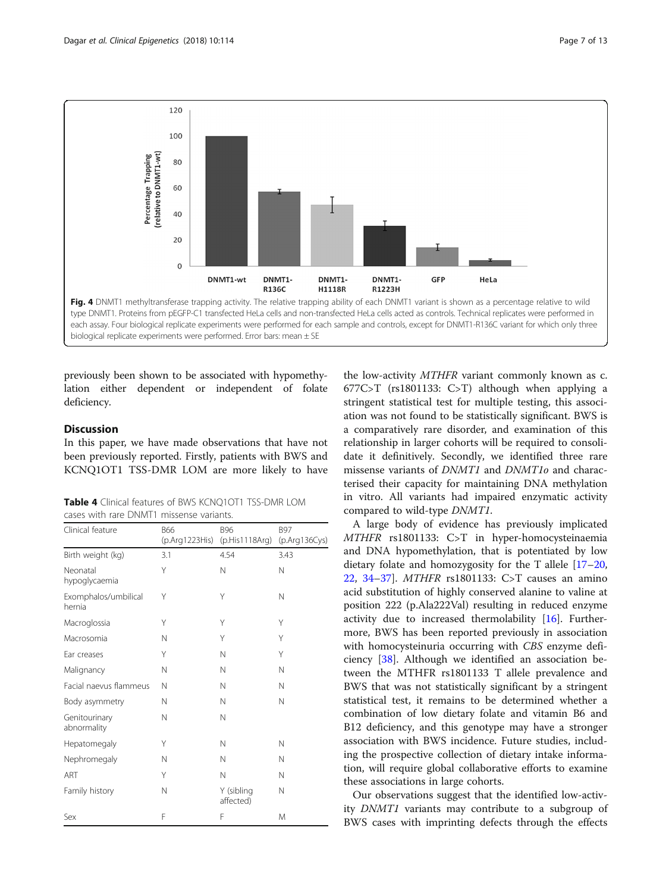Fig. 4 DNMT1 methyltransferase trapping activity. The relative trapping ability of each DNMT1 variant is shown as a percentage relative to wild type DNMT1. Proteins from pEGFP-C1 transfected HeLa cells and non-transfected HeLa cells acted as controls. Technical replicates were performed in each assay. Four biological replicate experiments were performed for each sample and controls, except for DNMT1-R136C variant for which only three biological replicate experiments were performed. Error bars: mean ± SE

previously been shown to be associated with hypomethylation either dependent or independent of folate deficiency.

## Discussion

In this paper, we have made observations that have not been previously reported. Firstly, patients with BWS and KCNQ1OT1 TSS-DMR LOM are more likely to have the low-activity *MTHFR* variant commonly known as c. 677C>T (rs1801133: C>T) although when applying a stringent statistical test for multiple testing, this association was not found to be statistically significant. BWS is a comparatively rare disorder, and examination of this relationship in larger cohorts will be required to consolidate it definitively. Secondly, we identified three rare missense variants of *DNMT1* and *DNMT1o* and characterised their capacity for maintaining DNA methylation in vitro. All variants had impaired enzymatic activity compared to wild-type *DNMT1*.

**Table 4** Clinical features of BWS KCNQ1OT1 TSS-DMR LOM cases with rare DNMT1 missense variants.

| Clinical feature | B66 (p.Arg1223His) | B96 (p.His1118Arg) | B97 (p.Arg136Cys) |
|---|---|---|---|
| Birth weight (kg) | 3.1 | 4.54 | 3.43 |
| Neonatal hypoglycaemia | Y | N | N |
| Exomphalos/umbilical hernia | Y | Y | N |
| Macroglossia | Y | Y | Y |
| Macrosomia | N | Y | Y |
| Ear creases | Y | N | Y |
| Malignancy | N | N | N |
| Facial naevus flammeus | N | N | N |
| Body asymmetry | N | N | N |
| Genitourinary abnormality | N | N | |
| Hepatomegaly | Y | N | N |
| Nephromegaly | N | N | N |
| ART | Y | N | N |
| Family history | N | Y (sibling affected) | N |
| Sex | F | F | M |

A large body of evidence has previously implicated *MTHFR* rs1801133: C>T in hyper-homocysteinaemia and DNA hypomethylation, that is potentiated by low dietary folate and homozygosity for the T allele [17–20, 22, 34–37]. *MTHFR* rs1801133: C>T causes an amino acid substitution of highly conserved alanine to valine at position 222 (p.Ala222Val) resulting in reduced enzyme activity due to increased thermolability [16]. Furthermore, BWS has been reported previously in association with homocysteinuria occurring with *CBS* enzyme deficiency [38]. Although we identified an association between the MTHFR rs1801133 T allele prevalence and BWS that was not statistically significant by a stringent statistical test, it remains to be determined whether a combination of low dietary folate and vitamin B6 and B12 deficiency, and this genotype may have a stronger association with BWS incidence. Future studies, including the prospective collection of dietary intake information, will require global collaborative efforts to examine these associations in large cohorts.

Our observations suggest that the identified low-activity *DNMT1* variants may contribute to a subgroup of BWS cases with imprinting defects through the effects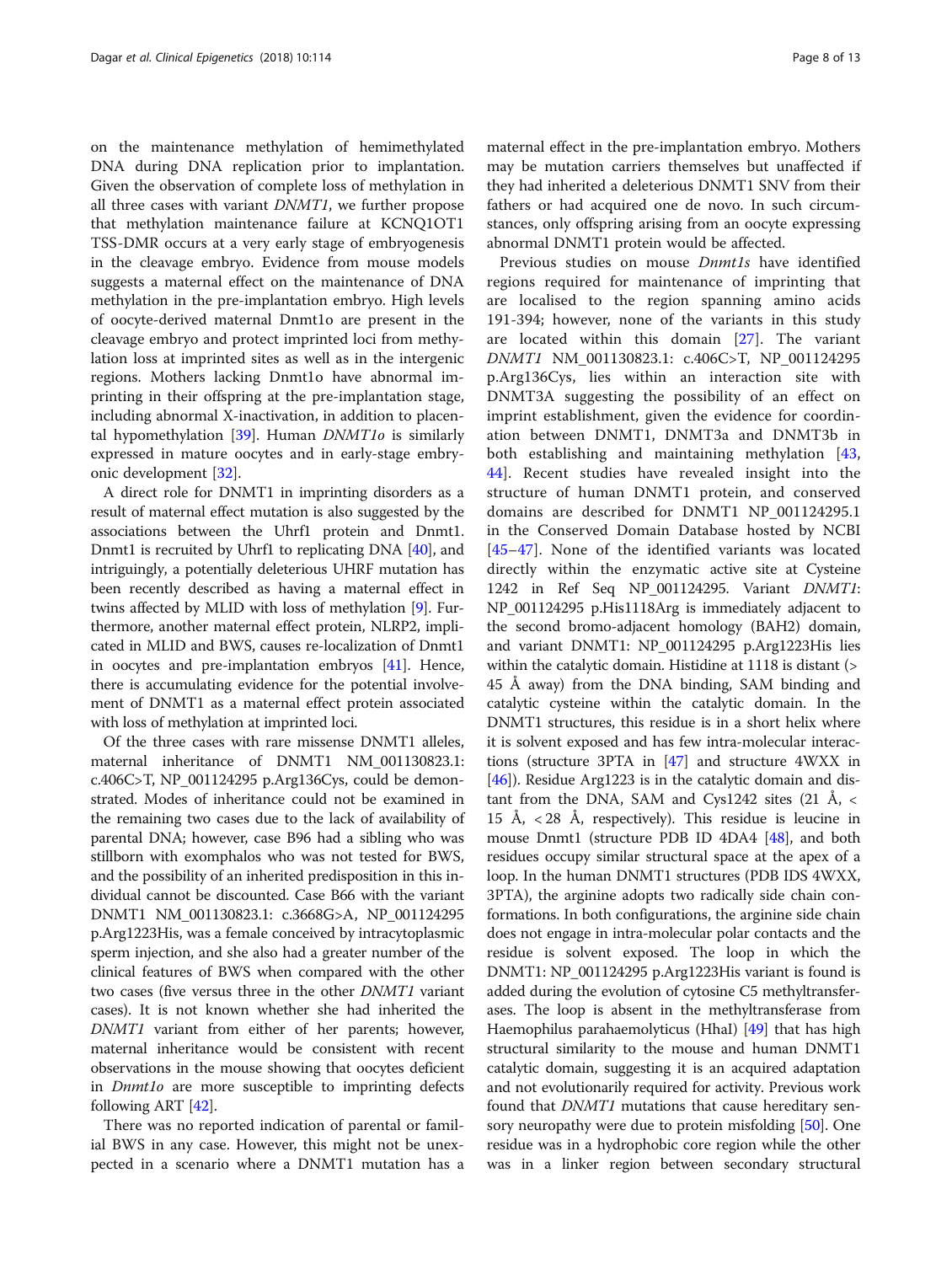on the maintenance methylation of hemimethylated DNA during DNA replication prior to implantation. Given the observation of complete loss of methylation in all three cases with variant *DNMT1*, we further propose that methylation maintenance failure at KCNQ1OT1 TSS-DMR occurs at a very early stage of embryogenesis in the cleavage embryo. Evidence from mouse models suggests a maternal effect on the maintenance of DNA methylation in the pre-implantation embryo. High levels of oocyte-derived maternal Dnmt1o are present in the cleavage embryo and protect imprinted loci from methylation loss at imprinted sites as well as in the intergenic regions. Mothers lacking Dnmt1o have abnormal imprinting in their offspring at the pre-implantation stage, including abnormal X-inactivation, in addition to placental hypomethylation [39]. Human *DNMT1o* is similarly expressed in mature oocytes and in early-stage embryonic development [32].

A direct role for DNMT1 in imprinting disorders as a result of maternal effect mutation is also suggested by the associations between the Uhrf1 protein and Dnmt1. Dnmt1 is recruited by Uhrf1 to replicating DNA [40], and intriguingly, a potentially deleterious UHRF mutation has been recently described as having a maternal effect in twins affected by MLID with loss of methylation [9]. Furthermore, another maternal effect protein, NLRP2, implicated in MLID and BWS, causes re-localization of Dnmt1 in oocytes and pre-implantation embryos [41]. Hence, there is accumulating evidence for the potential involvement of DNMT1 as a maternal effect protein associated with loss of methylation at imprinted loci.

Of the three cases with rare missense DNMT1 alleles, maternal inheritance of DNMT1 NM_001130823.1: c.406C>T, NP_001124295 p.Arg136Cys, could be demonstrated. Modes of inheritance could not be examined in the remaining two cases due to the lack of availability of parental DNA; however, case B96 had a sibling who was stillborn with exomphalos who was not tested for BWS, and the possibility of an inherited predisposition in this individual cannot be discounted. Case B66 with the variant DNMT1 NM_001130823.1: c.3668G>A, NP_001124295 p.Arg1223His, was a female conceived by intracytoplasmic sperm injection, and she also had a greater number of the clinical features of BWS when compared with the other two cases (five versus three in the other *DNMT1* variant cases). It is not known whether she had inherited the *DNMT1* variant from either of her parents; however, maternal inheritance would be consistent with recent observations in the mouse showing that oocytes deficient in *Dnmt1o* are more susceptible to imprinting defects following ART [42].

There was no reported indication of parental or familial BWS in any case. However, this might not be unexpected in a scenario where a DNMT1 mutation has a maternal effect in the pre-implantation embryo. Mothers may be mutation carriers themselves but unaffected if they had inherited a deleterious DNMT1 SNV from their fathers or had acquired one de novo. In such circumstances, only offspring arising from an oocyte expressing abnormal DNMT1 protein would be affected.

Previous studies on mouse *Dnmt1s* have identified regions required for maintenance of imprinting that are localised to the region spanning amino acids 191-394; however, none of the variants in this study are located within this domain [27]. The variant *DNMT1* NM_001130823.1: c.406C>T, NP_001124295 p.Arg136Cys, lies within an interaction site with DNMT3A suggesting the possibility of an effect on imprint establishment, given the evidence for coordination between DNMT1, DNMT3a and DNMT3b in both establishing and maintaining methylation [43, 44]. Recent studies have revealed insight into the structure of human DNMT1 protein, and conserved domains are described for DNMT1 NP_001124295.1 in the Conserved Domain Database hosted by NCBI [45–47]. None of the identified variants was located directly within the enzymatic active site at Cysteine 1242 in Ref Seq NP_001124295. Variant *DNMT1*: NP_001124295 p.His1118Arg is immediately adjacent to the second bromo-adjacent homology (BAH2) domain, and variant DNMT1: NP_001124295 p.Arg1223His lies within the catalytic domain. Histidine at 1118 is distant (> 45 Å away) from the DNA binding, SAM binding and catalytic cysteine within the catalytic domain. In the DNMT1 structures, this residue is in a short helix where it is solvent exposed and has few intra-molecular interactions (structure 3PTA in [47] and structure 4WXX in [46]). Residue Arg1223 is in the catalytic domain and distant from the DNA, SAM and Cys1242 sites (21 Å, < 15 Å, < 28 Å, respectively). This residue is leucine in mouse Dnmt1 (structure PDB ID 4DA4 [48], and both residues occupy similar structural space at the apex of a loop. In the human DNMT1 structures (PDB IDS 4WXX, 3PTA), the arginine adopts two radically side chain conformations. In both configurations, the arginine side chain does not engage in intra-molecular polar contacts and the residue is solvent exposed. The loop in which the DNMT1: NP_001124295 p.Arg1223His variant is found is added during the evolution of cytosine C5 methyltransferases. The loop is absent in the methyltransferase from Haemophilus parahaemolyticus (HhaI) [49] that has high structural similarity to the mouse and human DNMT1 catalytic domain, suggesting it is an acquired adaptation and not evolutionarily required for activity. Previous work found that *DNMT1* mutations that cause hereditary sensory neuropathy were due to protein misfolding [50]. One residue was in a hydrophobic core region while the other was in a linker region between secondary structural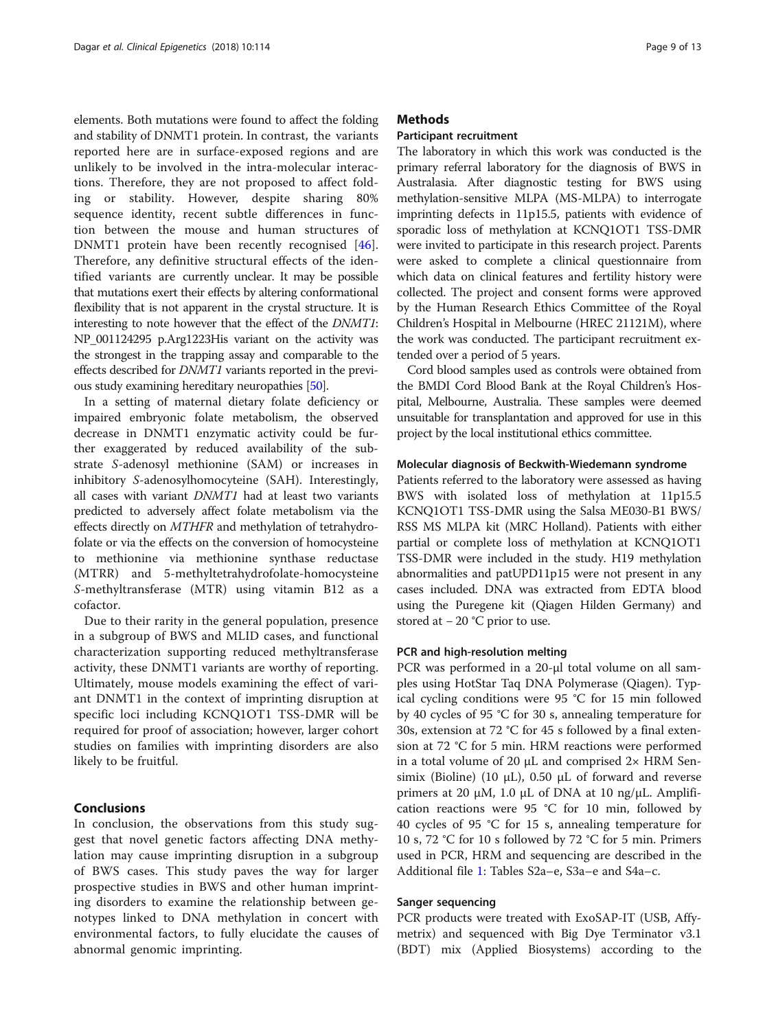elements. Both mutations were found to affect the folding and stability of DNMT1 protein. In contrast, the variants reported here are in surface-exposed regions and are unlikely to be involved in the intra-molecular interactions. Therefore, they are not proposed to affect folding or stability. However, despite sharing 80% sequence identity, recent subtle differences in function between the mouse and human structures of DNMT1 protein have been recently recognised [46]. Therefore, any definitive structural effects of the identified variants are currently unclear. It may be possible that mutations exert their effects by altering conformational flexibility that is not apparent in the crystal structure. It is interesting to note however that the effect of the *DNMT1*: NP_001124295 p.Arg1223His variant on the activity was the strongest in the trapping assay and comparable to the effects described for *DNMT1* variants reported in the previous study examining hereditary neuropathies [50].

In a setting of maternal dietary folate deficiency or impaired embryonic folate metabolism, the observed decrease in DNMT1 enzymatic activity could be further exaggerated by reduced availability of the substrate *S*-adenosyl methionine (SAM) or increases in inhibitory *S*-adenosylhomocyteine (SAH). Interestingly, all cases with variant *DNMT1* had at least two variants predicted to adversely affect folate metabolism via the effects directly on *MTHFR* and methylation of tetrahydrofolate or via the effects on the conversion of homocysteine to methionine via methionine synthase reductase (MTRR) and 5-methyltetrahydrofolate-homocysteine *S*-methyltransferase (MTR) using vitamin B12 as a cofactor.

Due to their rarity in the general population, presence in a subgroup of BWS and MLID cases, and functional characterization supporting reduced methyltransferase activity, these DNMT1 variants are worthy of reporting. Ultimately, mouse models examining the effect of variant DNMT1 in the context of imprinting disruption at specific loci including KCNQ1OT1 TSS-DMR will be required for proof of association; however, larger cohort studies on families with imprinting disorders are also likely to be fruitful.

## Conclusions

In conclusion, the observations from this study suggest that novel genetic factors affecting DNA methylation may cause imprinting disruption in a subgroup of BWS cases. This study paves the way for larger prospective studies in BWS and other human imprinting disorders to examine the relationship between genotypes linked to DNA methylation in concert with environmental factors, to fully elucidate the causes of abnormal genomic imprinting.

## Methods

### Participant recruitment

The laboratory in which this work was conducted is the primary referral laboratory for the diagnosis of BWS in Australasia. After diagnostic testing for BWS using methylation-sensitive MLPA (MS-MLPA) to interrogate imprinting defects in 11p15.5, patients with evidence of sporadic loss of methylation at KCNQ1OT1 TSS-DMR were invited to participate in this research project. Parents were asked to complete a clinical questionnaire from which data on clinical features and fertility history were collected. The project and consent forms were approved by the Human Research Ethics Committee of the Royal Children's Hospital in Melbourne (HREC 21121M), where the work was conducted. The participant recruitment extended over a period of 5 years.

Cord blood samples used as controls were obtained from the BMDI Cord Blood Bank at the Royal Children's Hospital, Melbourne, Australia. These samples were deemed unsuitable for transplantation and approved for use in this project by the local institutional ethics committee.

### Molecular diagnosis of Beckwith-Wiedemann syndrome

Patients referred to the laboratory were assessed as having BWS with isolated loss of methylation at 11p15.5 KCNQ1OT1 TSS-DMR using the Salsa ME030-B1 BWS/RSS MS MLPA kit (MRC Holland). Patients with either partial or complete loss of methylation at KCNQ1OT1 TSS-DMR were included in the study. H19 methylation abnormalities and patUPD11p15 were not present in any cases included. DNA was extracted from EDTA blood using the Puregene kit (Qiagen Hilden Germany) and stored at − 20 °C prior to use.

### PCR and high-resolution melting

PCR was performed in a 20-μl total volume on all samples using HotStar Taq DNA Polymerase (Qiagen). Typical cycling conditions were 95 °C for 15 min followed by 40 cycles of 95 °C for 30 s, annealing temperature for 30s, extension at 72 °C for 45 s followed by a final extension at 72 °C for 5 min. HRM reactions were performed in a total volume of 20 μL and comprised 2× HRM Sensimix (Bioline) (10 μL), 0.50 μL of forward and reverse primers at 20 μM, 1.0 μL of DNA at 10 ng/μL. Amplification reactions were 95 °C for 10 min, followed by 40 cycles of 95 °C for 15 s, annealing temperature for 10 s, 72 °C for 10 s followed by 72 °C for 5 min. Primers used in PCR, HRM and sequencing are described in the Additional file 1: Tables S2a–e, S3a–e and S4a–c.

### Sanger sequencing

PCR products were treated with ExoSAP-IT (USB, Affymetrix) and sequenced with Big Dye Terminator v3.1 (BDT) mix (Applied Biosystems) according to the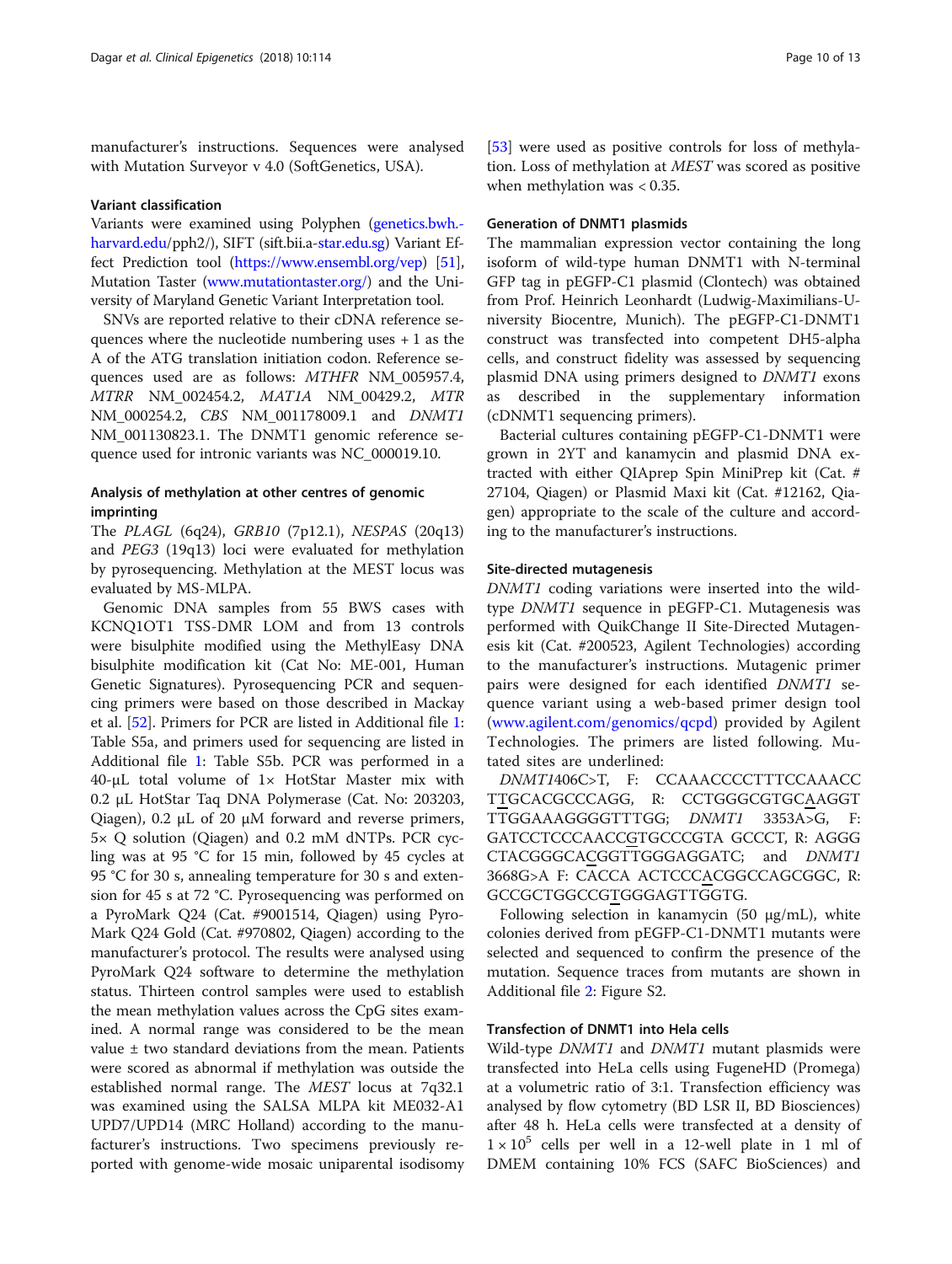manufacturer's instructions. Sequences were analysed with Mutation Surveyor v 4.0 (SoftGenetics, USA).

### Variant classification

Variants were examined using Polyphen (genetics.bwh.harvard.edu/pph2/), SIFT (sift.bii.a-star.edu.sg) Variant Effect Prediction tool (https://www.ensembl.org/vep) [51], Mutation Taster (www.mutationtaster.org/) and the University of Maryland Genetic Variant Interpretation tool.

SNVs are reported relative to their cDNA reference sequences where the nucleotide numbering uses + 1 as the A of the ATG translation initiation codon. Reference sequences used are as follows: *MTHFR* NM_005957.4, *MTRR* NM_002454.2, *MAT1A* NM_00429.2, *MTR* NM_000254.2, *CBS* NM_001178009.1 and *DNMT1* NM_001130823.1. The DNMT1 genomic reference sequence used for intronic variants was NC_000019.10.

### Analysis of methylation at other centres of genomic imprinting

The *PLAGL* (6q24), *GRB10* (7p12.1), *NESPAS* (20q13) and *PEG3* (19q13) loci were evaluated for methylation by pyrosequencing. Methylation at the MEST locus was evaluated by MS-MLPA.

Genomic DNA samples from 55 BWS cases with KCNQ1OT1 TSS-DMR LOM and from 13 controls were bisulphite modified using the MethylEasy DNA bisulphite modification kit (Cat No: ME-001, Human Genetic Signatures). Pyrosequencing PCR and sequencing primers were based on those described in Mackay et al. [52]. Primers for PCR are listed in Additional file 1: Table S5a, and primers used for sequencing are listed in Additional file 1: Table S5b. PCR was performed in a 40-μL total volume of 1× HotStar Master mix with 0.2 μL HotStar Taq DNA Polymerase (Cat. No: 203203, Qiagen), 0.2 μL of 20 μM forward and reverse primers, 5× Q solution (Qiagen) and 0.2 mM dNTPs. PCR cycling was at 95 °C for 15 min, followed by 45 cycles at 95 °C for 30 s, annealing temperature for 30 s and extension for 45 s at 72 °C. Pyrosequencing was performed on a PyroMark Q24 (Cat. #9001514, Qiagen) using PyroMark Q24 Gold (Cat. #970802, Qiagen) according to the manufacturer's protocol. The results were analysed using PyroMark Q24 software to determine the methylation status. Thirteen control samples were used to establish the mean methylation values across the CpG sites examined. A normal range was considered to be the mean value ± two standard deviations from the mean. Patients were scored as abnormal if methylation was outside the established normal range. The *MEST* locus at 7q32.1 was examined using the SALSA MLPA kit ME032-A1 UPD7/UPD14 (MRC Holland) according to the manufacturer's instructions. Two specimens previously reported with genome-wide mosaic uniparental isodisomy [53] were used as positive controls for loss of methylation. Loss of methylation at *MEST* was scored as positive when methylation was < 0.35.

### Generation of DNMT1 plasmids

The mammalian expression vector containing the long isoform of wild-type human DNMT1 with N-terminal GFP tag in pEGFP-C1 plasmid (Clontech) was obtained from Prof. Heinrich Leonhardt (Ludwig-Maximilians-University Biocentre, Munich). The pEGFP-C1-DNMT1 construct was transfected into competent DH5-alpha cells, and construct fidelity was assessed by sequencing plasmid DNA using primers designed to *DNMT1* exons as described in the supplementary information (cDNMT1 sequencing primers).

Bacterial cultures containing pEGFP-C1-DNMT1 were grown in 2YT and kanamycin and plasmid DNA extracted with either QIAprep Spin MiniPrep kit (Cat. # 27104, Qiagen) or Plasmid Maxi kit (Cat. #12162, Qiagen) appropriate to the scale of the culture and according to the manufacturer's instructions.

### Site-directed mutagenesis

*DNMT1* coding variations were inserted into the wild-type *DNMT1* sequence in pEGFP-C1. Mutagenesis was performed with QuikChange II Site-Directed Mutagenesis kit (Cat. #200523, Agilent Technologies) according to the manufacturer's instructions. Mutagenic primer pairs were designed for each identified *DNMT1* sequence variant using a web-based primer design tool (www.agilent.com/genomics/qcpd) provided by Agilent Technologies. The primers are listed following. Mutated sites are underlined:

*DNMT1*406C>T, F: CCAAACCCCTTTCCAAACC TTGCACGCCCAGG, R: CCTGGGCGTGCAAGGT TTGGAAAGGGGTTTGG; *DNMT1* 3353A>G, F: GATCCTCCCAACCGTGCCCGTA GCCCT, R: AGGG CTACGGGCACGGTTGGGAGGATC; and *DNMT1* 3668G>A F: CACCA ACTCCCACGGCCAGCGGC, R: GCCGCTGGCCGTGGGAGTTGGTG.

Following selection in kanamycin (50 μg/mL), white colonies derived from pEGFP-C1-DNMT1 mutants were selected and sequenced to confirm the presence of the mutation. Sequence traces from mutants are shown in Additional file 2: Figure S2.

### Transfection of DNMT1 into Hela cells

Wild-type *DNMT1* and *DNMT1* mutant plasmids were transfected into HeLa cells using FugeneHD (Promega) at a volumetric ratio of 3:1. Transfection efficiency was analysed by flow cytometry (BD LSR II, BD Biosciences) after 48 h. HeLa cells were transfected at a density of $1 \times 10^5$ cells per well in a 12-well plate in 1 ml of DMEM containing 10% FCS (SAFC BioSciences) and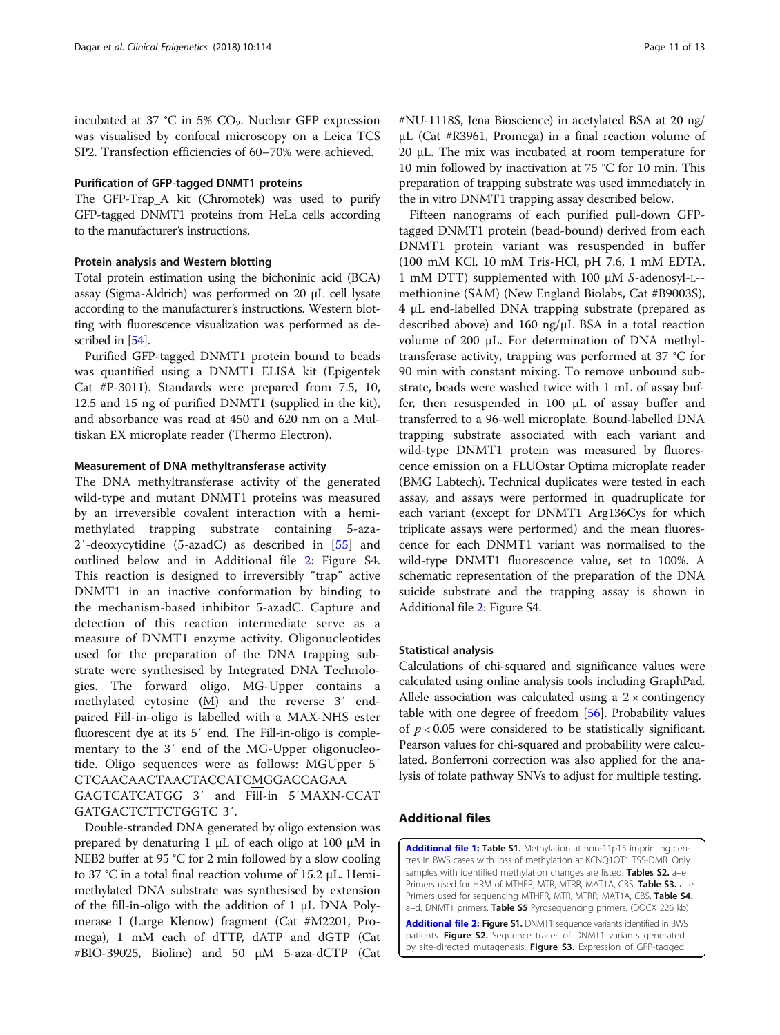incubated at 37 °C in 5% $CO_2$. Nuclear GFP expression was visualised by confocal microscopy on a Leica TCS SP2. Transfection efficiencies of 60–70% were achieved.

### Purification of GFP-tagged DNMT1 proteins

The GFP-Trap_A kit (Chromotek) was used to purify GFP-tagged DNMT1 proteins from HeLa cells according to the manufacturer's instructions.

### Protein analysis and Western blotting

Total protein estimation using the bichoninic acid (BCA) assay (Sigma-Aldrich) was performed on 20 μL cell lysate according to the manufacturer's instructions. Western blotting with fluorescence visualization was performed as described in [54].

Purified GFP-tagged DNMT1 protein bound to beads was quantified using a DNMT1 ELISA kit (Epigentek Cat #P-3011). Standards were prepared from 7.5, 10, 12.5 and 15 ng of purified DNMT1 (supplied in the kit), and absorbance was read at 450 and 620 nm on a Multiskan EX microplate reader (Thermo Electron).

### Measurement of DNA methyltransferase activity

The DNA methyltransferase activity of the generated wild-type and mutant DNMT1 proteins was measured by an irreversible covalent interaction with a hemimethylated trapping substrate containing 5-aza-2′-deoxycytidine (5-azadC) as described in [55] and outlined below and in Additional file 2: Figure S4. This reaction is designed to irreversibly "trap" active DNMT1 in an inactive conformation by binding to the mechanism-based inhibitor 5-azadC. Capture and detection of this reaction intermediate serve as a measure of DNMT1 enzyme activity. Oligonucleotides used for the preparation of the DNA trapping substrate were synthesised by Integrated DNA Technologies. The forward oligo, MG-Upper contains a methylated cytosine (M) and the reverse 3′ end-paired Fill-in-oligo is labelled with a MAX-NHS ester fluorescent dye at its 5′ end. The Fill-in-oligo is complementary to the 3′ end of the MG-Upper oligonucleotide. Oligo sequences were as follows: MGUpper 5′ CTCAACAACTAACTACCATCMGGACCAGAA GAGTCATCATGG 3′ and Fill-in 5′MAXN-CCAT GATGACTCTTCTGGTC 3′.

Double-stranded DNA generated by oligo extension was prepared by denaturing 1 μL of each oligo at 100 μM in NEB2 buffer at 95 °C for 2 min followed by a slow cooling to 37 °C in a total final reaction volume of 15.2 μL. Hemimethylated DNA substrate was synthesised by extension of the fill-in-oligo with the addition of 1 μL DNA Polymerase I (Large Klenow) fragment (Cat #M2201, Promega), 1 mM each of dTTP, dATP and dGTP (Cat #BIO-39025, Bioline) and 50 μM 5-aza-dCTP (Cat #NU-1118S, Jena Bioscience) in acetylated BSA at 20 ng/μL (Cat #R3961, Promega) in a final reaction volume of 20 μL. The mix was incubated at room temperature for 10 min followed by inactivation at 75 °C for 10 min. This preparation of trapping substrate was used immediately in the in vitro DNMT1 trapping assay described below.

Fifteen nanograms of each purified pull-down GFP-tagged DNMT1 protein (bead-bound) derived from each DNMT1 protein variant was resuspended in buffer (100 mM KCl, 10 mM Tris-HCl, pH 7.6, 1 mM EDTA, 1 mM DTT) supplemented with 100 μM S-adenosyl-L--methionine (SAM) (New England Biolabs, Cat #B9003S), 4 μL end-labelled DNA trapping substrate (prepared as described above) and 160 ng/μL BSA in a total reaction volume of 200 μL. For determination of DNA methyltransferase activity, trapping was performed at 37 °C for 90 min with constant mixing. To remove unbound substrate, beads were washed twice with 1 mL of assay buffer, then resuspended in 100 μL of assay buffer and transferred to a 96-well microplate. Bound-labelled DNA trapping substrate associated with each variant and wild-type DNMT1 protein was measured by fluorescence emission on a FLUOstar Optima microplate reader (BMG Labtech). Technical duplicates were tested in each assay, and assays were performed in quadruplicate for each variant (except for DNMT1 Arg136Cys for which triplicate assays were performed) and the mean fluorescence for each DNMT1 variant was normalised to the wild-type DNMT1 fluorescence value, set to 100%. A schematic representation of the preparation of the DNA suicide substrate and the trapping assay is shown in Additional file 2: Figure S4.

### Statistical analysis

Calculations of chi-squared and significance values were calculated using online analysis tools including GraphPad. Allele association was calculated using a 2 × contingency table with one degree of freedom [56]. Probability values of $p < 0.05$ were considered to be statistically significant. Pearson values for chi-squared and probability were calculated. Bonferroni correction was also applied for the analysis of folate pathway SNVs to adjust for multiple testing.

## Additional files

**Additional file 1: Table S1.** Methylation at non-11p15 imprinting centres in BWS cases with loss of methylation at KCNQ1OT1 TSS-DMR. Only samples with identified methylation changes are listed. **Tables S2.** a–e Primers used for HRM of MTHFR, MTR, MTRR, MAT1A, CBS. **Table S3.** a–e Primers used for sequencing MTHFR, MTR, MTRR, MAT1A, CBS. **Table S4.** a–d. DNMT1 primers. **Table S5** Pyrosequencing primers. (DOCX 226 kb)

**Additional file 2: Figure S1.** DNMT1 sequence variants identified in BWS patients. **Figure S2.** Sequence traces of DNMT1 variants generated by site-directed mutagenesis. **Figure S3.** Expression of GFP-tagged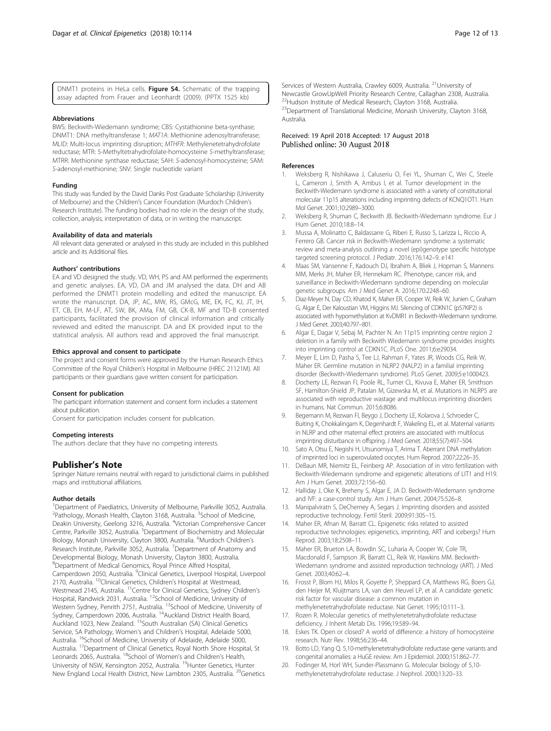DNMT1 proteins in HeLa cells. **Figure S4.** Schematic of the trapping assay adapted from Frauer and Leonhardt (2009). (PPTX 1525 kb)

#### Abbreviations

BWS: Beckwith-Wiedemann syndrome; CBS: Cystathionine beta-synthase; DNMT1: DNA methyltransferase 1; *MAT1A*: Methionine adenosyltransferase; MLID: Multi-locus imprinting disruption; *MTHFR*: Methylenetetrahydrofolate reductase; MTR: 5-Methyltetrahydrofolate-homocysteine *S*-methyltransferase; MTRR: Methionine synthase reductase; SAH: *S*-adenosyl-homocysteine; SAM: *S*-adenosyl-methionine; SNV: Single nucleotide variant

#### Funding

This study was funded by the David Danks Post Graduate Scholarship (University of Melbourne) and the Children's Cancer Foundation (Murdoch Children's Research Institute). The funding bodies had no role in the design of the study, collection, analysis, interpretation of data, or in writing the manuscript.

#### Availability of data and materials

All relevant data generated or analysed in this study are included in this published article and its Additional files.

#### Authors' contributions

EA and VD designed the study. VD, WH, PS and AM performed the experiments and genetic analyses. EA, VD, DA and JM analysed the data. DH and AB performed the DNMT1 protein modelling and edited the manuscript. EA wrote the manuscript. DA, JP, AC, MW, RS, GMcG, ME, EK, FC, KJ, JT, IH, ET, CB, EH, M-LF, AT, SW, BK, AMa, FM, GB, CK-B, MF and TD-B consented participants, facilitated the provision of clinical information and critically reviewed and edited the manuscript. DA and EK provided input to the statistical analysis. All authors read and approved the final manuscript.

#### Ethics approval and consent to participate

The project and consent forms were approved by the Human Research Ethics Committee of the Royal Children's Hospital in Melbourne (HREC 21121M). All participants or their guardians gave written consent for participation.

#### Consent for publication

The participant information statement and consent form includes a statement about publication.
Consent for participation includes consent for publication.

#### Competing interests

The authors declare that they have no competing interests.

## Publisher's Note

Springer Nature remains neutral with regard to jurisdictional claims in published maps and institutional affiliations.

#### Author details

[1]Department of Paediatrics, University of Melbourne, Parkville 3052, Australia. [2]Pathology, Monash Health, Clayton 3168, Australia. [3]School of Medicine, Deakin University, Geelong 3216, Australia. [4]Victorian Comprehensive Cancer Centre, Parkville 3052, Australia. [5]Department of Biochemistry and Molecular Biology, Monash University, Clayton 3800, Australia. [6]Murdoch Children's Research Institute, Parkville 3052, Australia. [7]Department of Anatomy and Developmental Biology, Monash University, Clayton 3800, Australia. [8]Department of Medical Genomics, Royal Prince Alfred Hospital, Camperdown 2050, Australia. [9]Clinical Genetics, Liverpool Hospital, Liverpool 2170, Australia. [10]Clinical Genetics, Children's Hospital at Westmead, Westmead 2145, Australia. [11]Centre for Clinical Genetics, Sydney Children's Hospital, Randwick 2031, Australia. [12]School of Medicine, University of Western Sydney, Penrith 2751, Australia. [13]School of Medicine, University of Sydney, Camperdown 2006, Australia. [14]Auckland District Health Board, Auckland 1023, New Zealand. [15]South Australian (SA) Clinical Genetics Service, SA Pathology, Women's and Children's Hospital, Adelaide 5000, Australia. [16]School of Medicine, University of Adelaide, Adelaide 5000, Australia. [17]Department of Clinical Genetics, Royal North Shore Hospital, St Leonards 2065, Australia. [18]School of Women's and Children's Health, University of NSW, Kensington 2052, Australia. [19]Hunter Genetics, Hunter New England Local Health District, New Lambton 2305, Australia. [20]Genetics Services of Western Australia, Crawley 6009, Australia. [21]University of Newcastle GrowUpWell Priority Research Centre, Callaghan 2308, Australia. [22]Hudson Institute of Medical Research, Clayton 3168, Australia. [23]Department of Translational Medicine, Monash University, Clayton 3168, Australia.

Received: 19 April 2018 Accepted: 17 August 2018
Published online: 30 August 2018

#### References

1. Weksberg R, Nishikawa J, Caluseriu O, Fei YL, Shuman C, Wei C, Steele L, Cameron J, Smith A, Ambus I, et al. Tumor development in the Beckwith-Wiedemann syndrome is associated with a variety of constitutional molecular 11p15 alterations including imprinting defects of KCNQ1OT1. Hum Mol Genet. 2001;10:2989–3000.
2. Weksberg R, Shuman C, Beckwith JB. Beckwith-Wiedemann syndrome. Eur J Hum Genet. 2010;18:8–14.
3. Mussa A, Molinatto C, Baldassarre G, Riberi E, Russo S, Larizza L, Riccio A, Ferrero GB. Cancer risk in Beckwith-Wiedemann syndrome: a systematic review and meta-analysis outlining a novel (epi)genotype specific histotype targeted screening protocol. J Pediatr. 2016;176:142–9. e141
4. Maas SM, Vansenne F, Kadouch DJ, Ibrahim A, Bliek J, Hopman S, Mannens MM, Merks JH, Maher ER, Hennekam RC. Phenotype, cancer risk, and surveillance in Beckwith-Wiedemann syndrome depending on molecular genetic subgroups. Am J Med Genet A. 2016;170:2248–60.
5. Diaz-Meyer N, Day CD, Khatod K, Maher ER, Cooper W, Reik W, Junien C, Graham G, Algar E, Der Kaloustian VM, Higgins MJ. Silencing of CDKN1C (p57KIP2) is associated with hypomethylation at KvDMR1 in Beckwith-Wiedemann syndrome. J Med Genet. 2003;40:797–801.
6. Algar E, Dagar V, Sebaj M, Pachter N. An 11p15 imprinting centre region 2 deletion in a family with Beckwith Wiedemann syndrome provides insights into imprinting control at CDKN1C. PLoS One. 2011;6:e29034.
7. Meyer E, Lim D, Pasha S, Tee LJ, Rahman F, Yates JR, Woods CG, Reik W, Maher ER. Germline mutation in NLRP2 (NALP2) in a familial imprinting disorder (Beckwith-Wiedemann syndrome). PLoS Genet. 2009;5:e1000423.
8. Docherty LE, Rezwan FI, Poole RL, Turner CL, Kivuva E, Maher ER, Smithson SF, Hamilton-Shield JP, Patalan M, Gizewska M, et al. Mutations in NLRP5 are associated with reproductive wastage and multilocus imprinting disorders in humans. Nat Commun. 2015;6:8086.
9. Begemann M, Rezwan FI, Beygo J, Docherty LE, Kolarova J, Schroeder C, Buiting K, Chokkalingam K, Degenhardt F, Wakeling EL, et al. Maternal variants in NLRP and other maternal effect proteins are associated with multilocus imprinting disturbance in offspring. J Med Genet. 2018;55(7):497–504.
10. Sato A, Otsu E, Negishi H, Utsunomiya T, Arima T. Aberrant DNA methylation of imprinted loci in superovulated oocytes. Hum Reprod. 2007;22:26–35.
11. DeBaun MR, Niemitz EL, Feinberg AP. Association of in vitro fertilization with Beckwith-Wiedemann syndrome and epigenetic alterations of LIT1 and H19. Am J Hum Genet. 2003;72:156–60.
12. Halliday J, Oke K, Breheny S, Algar E, JA D. Beckwith-Wiedemann syndrome and IVF: a case-control study. Am J Hum Genet. 2004;75:526–8.
13. Manipalviratn S, DeCherney A, Segars J. Imprinting disorders and assisted reproductive technology. Fertil Steril. 2009;91:305–15.
14. Maher ER, Afnan M, Barratt CL. Epigenetic risks related to assisted reproductive technologies: epigenetics, imprinting, ART and icebergs? Hum Reprod. 2003;18:2508–11.
15. Maher ER, Brueton LA, Bowdin SC, Luharia A, Cooper W, Cole TR, Macdonald F, Sampson JR, Barratt CL, Reik W, Hawkins MM. Beckwith-Wiedemann syndrome and assisted reproduction technology (ART). J Med Genet. 2003;40:62–4.
16. Frosst P, Blom HJ, Milos R, Goyette P, Sheppard CA, Matthews RG, Boers GJ, den Heijer M, Kluijtmans LA, van den Heuvel LP, et al. A candidate genetic risk factor for vascular disease: a common mutation in methylenetetrahydrofolate reductase. Nat Genet. 1995;10:111–3.
17. Rozen R. Molecular genetics of methylenetetrahydrofolate reductase deficiency. J Inherit Metab Dis. 1996;19:589–94.
18. Eskes TK. Open or closed? A world of difference: a history of homocysteine research. Nutr Rev. 1998;56:236–44.
19. Botto LD, Yang Q. 5,10-methylenetetrahydrofolate reductase gene variants and congenital anomalies: a HuGE review. Am J Epidemiol. 2000;151:862–77.
20. Fodinger M, Horl WH, Sunder-Plassmann G. Molecular biology of 5,10-methylenetetrahydrofolate reductase. J Nephrol. 2000;13:20–33.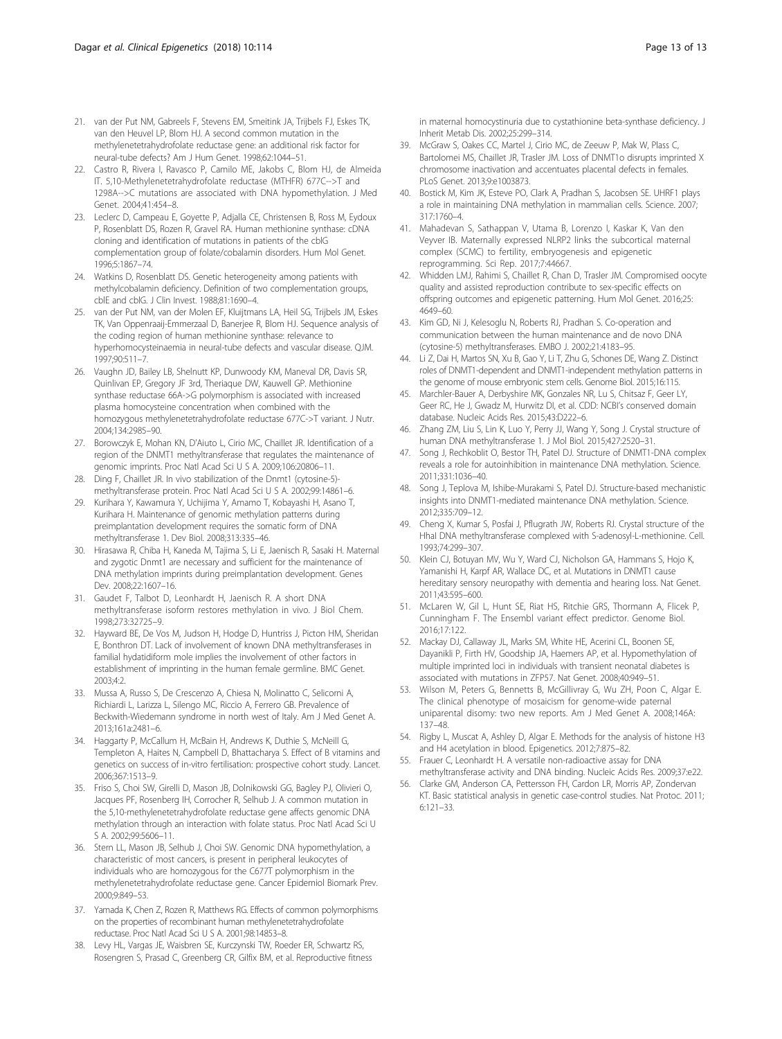21. van der Put NM, Gabreels F, Stevens EM, Smeitink JA, Trijbels FJ, Eskes TK, van den Heuvel LP, Blom HJ. A second common mutation in the methylenetetrahydrofolate reductase gene: an additional risk factor for neural-tube defects? Am J Hum Genet. 1998;62:1044–51.
22. Castro R, Rivera I, Ravasco P, Camilo ME, Jakobs C, Blom HJ, de Almeida IT. 5,10-Methylenetetrahydrofolate reductase (MTHFR) 677C-->T and 1298A-->C mutations are associated with DNA hypomethylation. J Med Genet. 2004;41:454–8.
23. Leclerc D, Campeau E, Goyette P, Adjalla CE, Christensen B, Ross M, Eydoux P, Rosenblatt DS, Rozen R, Gravel RA. Human methionine synthase: cDNA cloning and identification of mutations in patients of the cblG complementation group of folate/cobalamin disorders. Hum Mol Genet. 1996;5:1867–74.
24. Watkins D, Rosenblatt DS. Genetic heterogeneity among patients with methylcobalamin deficiency. Definition of two complementation groups, cblE and cblG. J Clin Invest. 1988;81:1690–4.
25. van der Put NM, van der Molen EF, Kluijtmans LA, Heil SG, Trijbels JM, Eskes TK, Van Oppenraaij-Emmerzaal D, Banerjee R, Blom HJ. Sequence analysis of the coding region of human methionine synthase: relevance to hyperhomocysteinaemia in neural-tube defects and vascular disease. QJM. 1997;90:511–7.
26. Vaughn JD, Bailey LB, Shelnutt KP, Dunwoody KM, Maneval DR, Davis SR, Quinlivan EP, Gregory JF 3rd, Theriaque DW, Kauwell GP. Methionine synthase reductase 66A->G polymorphism is associated with increased plasma homocysteine concentration when combined with the homozygous methylenetetrahydrofolate reductase 677C->T variant. J Nutr. 2004;134:2985–90.
27. Borowczyk E, Mohan KN, D'Aiuto L, Cirio MC, Chaillet JR. Identification of a region of the DNMT1 methyltransferase that regulates the maintenance of genomic imprints. Proc Natl Acad Sci U S A. 2009;106:20806–11.
28. Ding F, Chaillet JR. In vivo stabilization of the Dnmt1 (cytosine-5)-methyltransferase protein. Proc Natl Acad Sci U S A. 2002;99:14861–6.
29. Kurihara Y, Kawamura Y, Uchijima Y, Amamo T, Kobayashi H, Asano T, Kurihara H. Maintenance of genomic methylation patterns during preimplantation development requires the somatic form of DNA methyltransferase 1. Dev Biol. 2008;313:335–46.
30. Hirasawa R, Chiba H, Kaneda M, Tajima S, Li E, Jaenisch R, Sasaki H. Maternal and zygotic Dnmt1 are necessary and sufficient for the maintenance of DNA methylation imprints during preimplantation development. Genes Dev. 2008;22:1607–16.
31. Gaudet F, Talbot D, Leonhardt H, Jaenisch R. A short DNA methyltransferase isoform restores methylation in vivo. J Biol Chem. 1998;273:32725–9.
32. Hayward BE, De Vos M, Judson H, Hodge D, Huntriss J, Picton HM, Sheridan E, Bonthron DT. Lack of involvement of known DNA methyltransferases in familial hydatidiform mole implies the involvement of other factors in establishment of imprinting in the human female germline. BMC Genet. 2003;4:2.
33. Mussa A, Russo S, De Crescenzo A, Chiesa N, Molinatto C, Selicorni A, Richiardi L, Larizza L, Silengo MC, Riccio A, Ferrero GB. Prevalence of Beckwith-Wiedemann syndrome in north west of Italy. Am J Med Genet A. 2013;161a:2481–6.
34. Haggarty P, McCallum H, McBain H, Andrews K, Duthie S, McNeill G, Templeton A, Haites N, Campbell D, Bhattacharya S. Effect of B vitamins and genetics on success of in-vitro fertilisation: prospective cohort study. Lancet. 2006;367:1513–9.
35. Friso S, Choi SW, Girelli D, Mason JB, Dolnikowski GG, Bagley PJ, Olivieri O, Jacques PF, Rosenberg IH, Corrocher R, Selhub J. A common mutation in the 5,10-methylenetetrahydrofolate reductase gene affects genomic DNA methylation through an interaction with folate status. Proc Natl Acad Sci U S A. 2002;99:5606–11.
36. Stern LL, Mason JB, Selhub J, Choi SW. Genomic DNA hypomethylation, a characteristic of most cancers, is present in peripheral leukocytes of individuals who are homozygous for the C677T polymorphism in the methylenetetrahydrofolate reductase gene. Cancer Epidemiol Biomark Prev. 2000;9:849–53.
37. Yamada K, Chen Z, Rozen R, Matthews RG. Effects of common polymorphisms on the properties of recombinant human methylenetetrahydrofolate reductase. Proc Natl Acad Sci U S A. 2001;98:14853–8.
38. Levy HL, Vargas JE, Waisbren SE, Kurczynski TW, Roeder ER, Schwartz RS, Rosengren S, Prasad C, Greenberg CR, Gilfix BM, et al. Reproductive fitness in maternal homocystinuria due to cystathionine beta-synthase deficiency. J Inherit Metab Dis. 2002;25:299–314.
39. McGraw S, Oakes CC, Martel J, Cirio MC, de Zeeuw P, Mak W, Plass C, Bartolomei MS, Chaillet JR, Trasler JM. Loss of DNMT1o disrupts imprinted X chromosome inactivation and accentuates placental defects in females. PLoS Genet. 2013;9:e1003873.
40. Bostick M, Kim JK, Esteve PO, Clark A, Pradhan S, Jacobsen SE. UHRF1 plays a role in maintaining DNA methylation in mammalian cells. Science. 2007;317:1760–4.
41. Mahadevan S, Sathappan V, Utama B, Lorenzo I, Kaskar K, Van den Veyver IB. Maternally expressed NLRP2 links the subcortical maternal complex (SCMC) to fertility, embryogenesis and epigenetic reprogramming. Sci Rep. 2017;7:44667.
42. Whidden LMJ, Rahimi S, Chaillet R, Chan D, Trasler JM. Compromised oocyte quality and assisted reproduction contribute to sex-specific effects on offspring outcomes and epigenetic patterning. Hum Mol Genet. 2016;25:4649–60.
43. Kim GD, Ni J, Kelesoglu N, Roberts RJ, Pradhan S. Co-operation and communication between the human maintenance and de novo DNA (cytosine-5) methyltransferases. EMBO J. 2002;21:4183–95.
44. Li Z, Dai H, Martos SN, Xu B, Gao Y, Li T, Zhu G, Schones DE, Wang Z. Distinct roles of DNMT1-dependent and DNMT1-independent methylation patterns in the genome of mouse embryonic stem cells. Genome Biol. 2015;16:115.
45. Marchler-Bauer A, Derbyshire MK, Gonzales NR, Lu S, Chitsaz F, Geer LY, Geer RC, He J, Gwadz M, Hurwitz DI, et al. CDD: NCBI's conserved domain database. Nucleic Acids Res. 2015;43:D222–6.
46. Zhang ZM, Liu S, Lin K, Luo Y, Perry JJ, Wang Y, Song J. Crystal structure of human DNA methyltransferase 1. J Mol Biol. 2015;427:2520–31.
47. Song J, Rechkoblit O, Bestor TH, Patel DJ. Structure of DNMT1-DNA complex reveals a role for autoinhibition in maintenance DNA methylation. Science. 2011;331:1036–40.
48. Song J, Teplova M, Ishibe-Murakami S, Patel DJ. Structure-based mechanistic insights into DNMT1-mediated maintenance DNA methylation. Science. 2012;335:709–12.
49. Cheng X, Kumar S, Posfai J, Pflugrath JW, Roberts RJ. Crystal structure of the HhaI DNA methyltransferase complexed with S-adenosyl-L-methionine. Cell. 1993;74:299–307.
50. Klein CJ, Botuyan MV, Wu Y, Ward CJ, Nicholson GA, Hammans S, Hojo K, Yamanishi H, Karpf AR, Wallace DC, et al. Mutations in DNMT1 cause hereditary sensory neuropathy with dementia and hearing loss. Nat Genet. 2011;43:595–600.
51. McLaren W, Gil L, Hunt SE, Riat HS, Ritchie GRS, Thormann A, Flicek P, Cunningham F. The Ensembl variant effect predictor. Genome Biol. 2016;17:122.
52. Mackay DJ, Callaway JL, Marks SM, White HE, Acerini CL, Boonen SE, Dayanikli P, Firth HV, Goodship JA, Haemers AP, et al. Hypomethylation of multiple imprinted loci in individuals with transient neonatal diabetes is associated with mutations in ZFP57. Nat Genet. 2008;40:949–51.
53. Wilson M, Peters G, Bennetts B, McGillivray G, Wu ZH, Poon C, Algar E. The clinical phenotype of mosaicism for genome-wide paternal uniparental disomy: two new reports. Am J Med Genet A. 2008;146A:137–48.
54. Rigby L, Muscat A, Ashley D, Algar E. Methods for the analysis of histone H3 and H4 acetylation in blood. Epigenetics. 2012;7:875–82.
55. Frauer C, Leonhardt H. A versatile non-radioactive assay for DNA methyltransferase activity and DNA binding. Nucleic Acids Res. 2009;37:e22.
56. Clarke GM, Anderson CA, Pettersson FH, Cardon LR, Morris AP, Zondervan KT. Basic statistical analysis in genetic case-control studies. Nat Protoc. 2011;6:121–33.